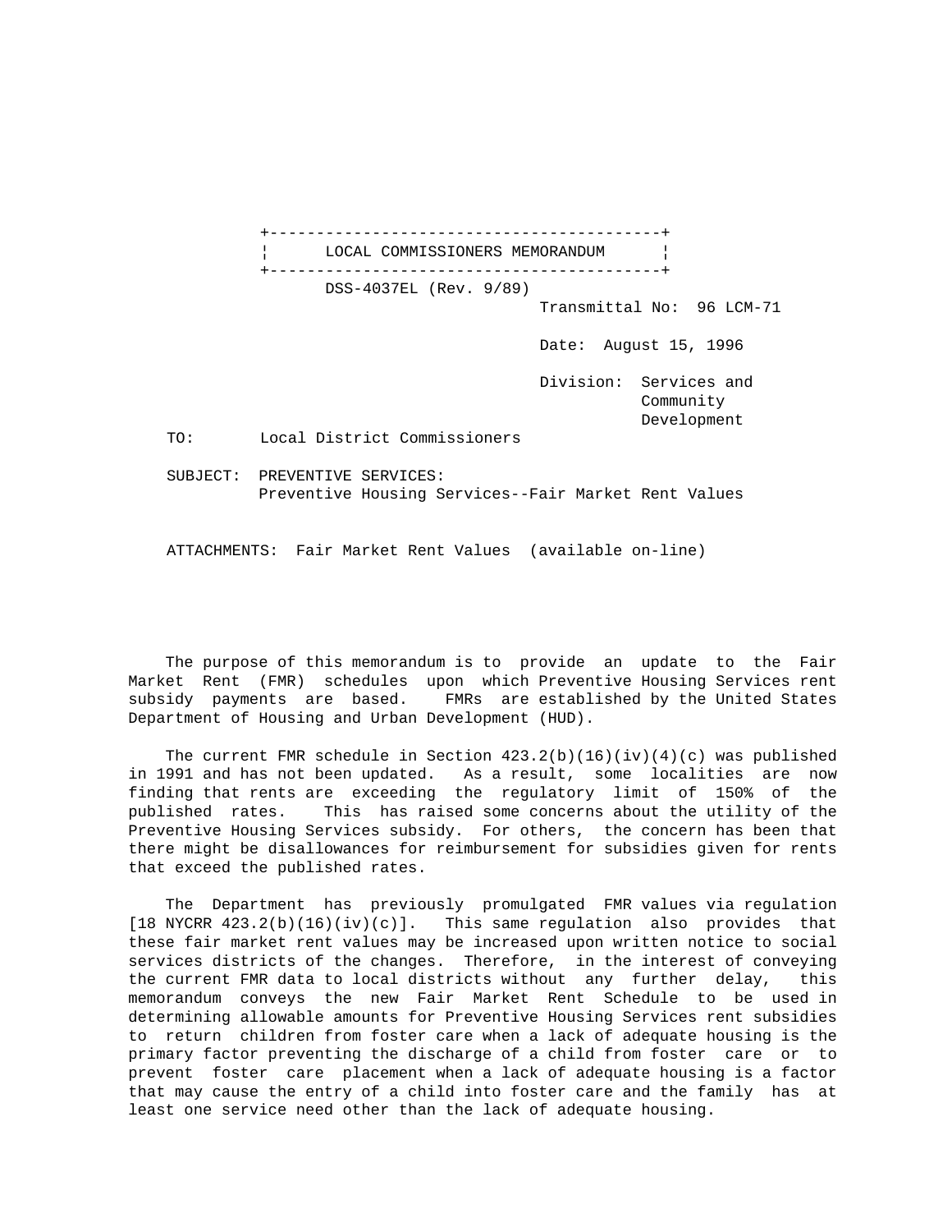# LOCAL COMMISSIONERS MEMORANDUM

DSS-4037EL (Rev. 9/89)

Transmittal No: 96 LCM-71

Date: August 15, 1996

Division: Services and Community Development

TO: Local District Commissioners

SUBJECT: PREVENTIVE SERVICES: Preventive Housing Services--Fair Market Rent Values

ATTACHMENTS: Fair Market Rent Values (available on-line)

The purpose of this memorandum is to provide an update to the Fair Market Rent (FMR) schedules upon which Preventive Housing Services rent subsidy payments are based. FMRs are established by the United States Department of Housing and Urban Development (HUD).

The current FMR schedule in Section 423.2(b)(16)(iv)(4)(c) was published in 1991 and has not been updated. As a result, some localities are now finding that rents are exceeding the regulatory limit of 150% of the published rates. This has raised some concerns about the utility of the Preventive Housing Services subsidy. For others, the concern has been that there might be disallowances for reimbursement for subsidies given for rents that exceed the published rates.

The Department has previously promulgated FMR values via regulation [18 NYCRR 423.2(b)(16)(iv)(c)]. This same regulation also provides that these fair market rent values may be increased upon written notice to social services districts of the changes. Therefore, in the interest of conveying the current FMR data to local districts without any further delay, this memorandum conveys the new Fair Market Rent Schedule to be used in determining allowable amounts for Preventive Housing Services rent subsidies to return children from foster care when a lack of adequate housing is the primary factor preventing the discharge of a child from foster care or to prevent foster care placement when a lack of adequate housing is a factor that may cause the entry of a child into foster care and the family has at least one service need other than the lack of adequate housing.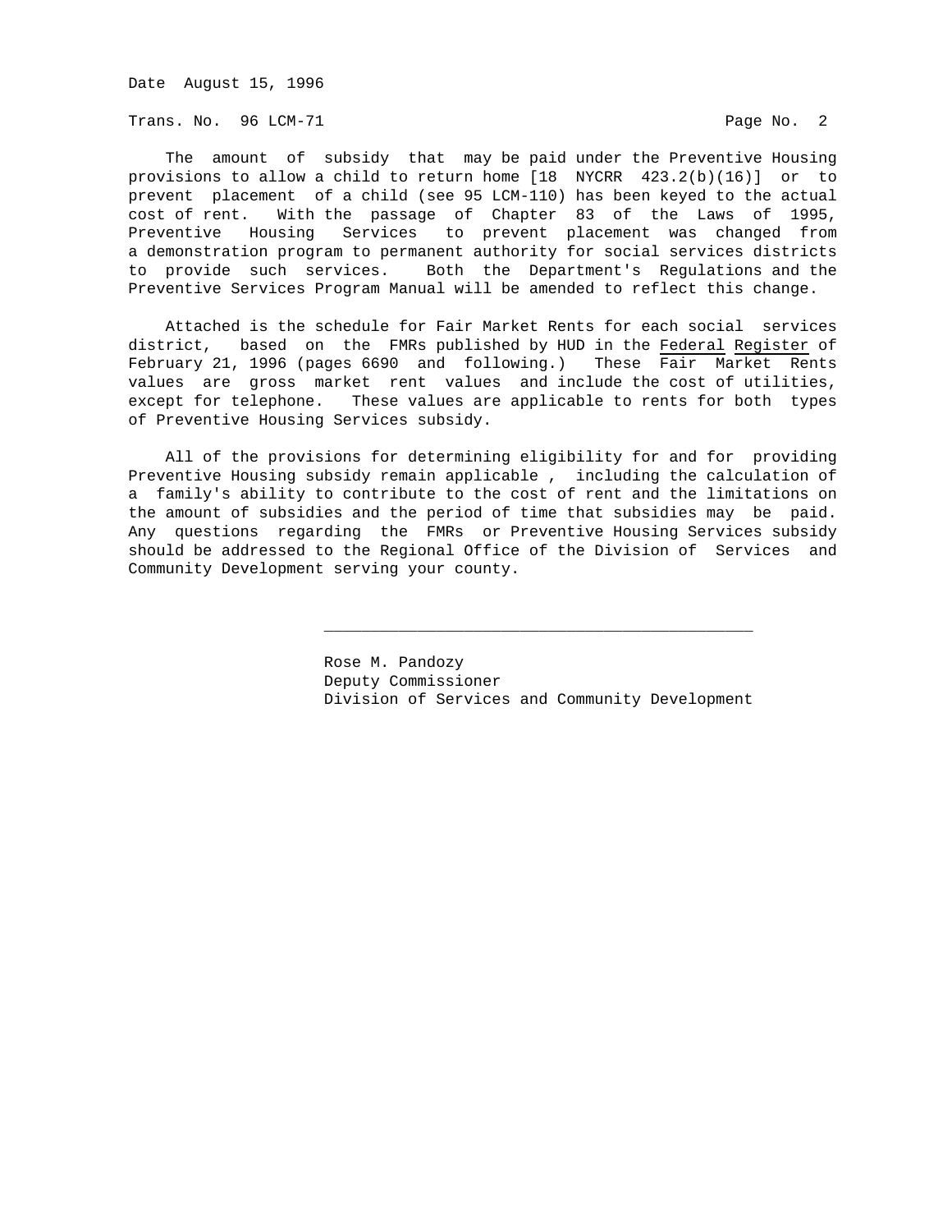The amount of subsidy that may be paid under the Preventive Housing provisions to allow a child to return home [18 NYCRR 423.2(b)(16)] or to prevent placement of a child (see 95 LCM-110) has been keyed to the actual cost of rent. With the passage of Chapter 83 of the Laws of 1995, Preventive Housing Services to prevent placement was changed from a demonstration program to permanent authority for social services districts to provide such services. Both the Department's Regulations and the Preventive Services Program Manual will be amended to reflect this change.

Attached is the schedule for Fair Market Rents for each social services district, based on the FMRs published by HUD in the Federal Register of February 21, 1996 (pages 6690 and following.) These Fair Market Rents values are gross market rent values and include the cost of utilities, except for telephone. These values are applicable to rents for both types of Preventive Housing Services subsidy.

All of the provisions for determining eligibility for and for providing Preventive Housing subsidy remain applicable, including the calculation of a family's ability to contribute to the cost of rent and the limitations on the amount of subsidies and the period of time that subsidies may be paid. Any questions regarding the FMRs or Preventive Housing Services subsidy should be addressed to the Regional Office of the Division of Services and Community Development serving your county.

\_\_\_\_\_\_\_\_\_\_\_\_\_\_\_\_\_\_\_\_\_\_\_\_\_\_\_\_\_\_\_\_\_\_\_\_\_\_\_\_\_\_\_\_\_\_

Rose M. Pandozy
Deputy Commissioner
Division of Services and Community Development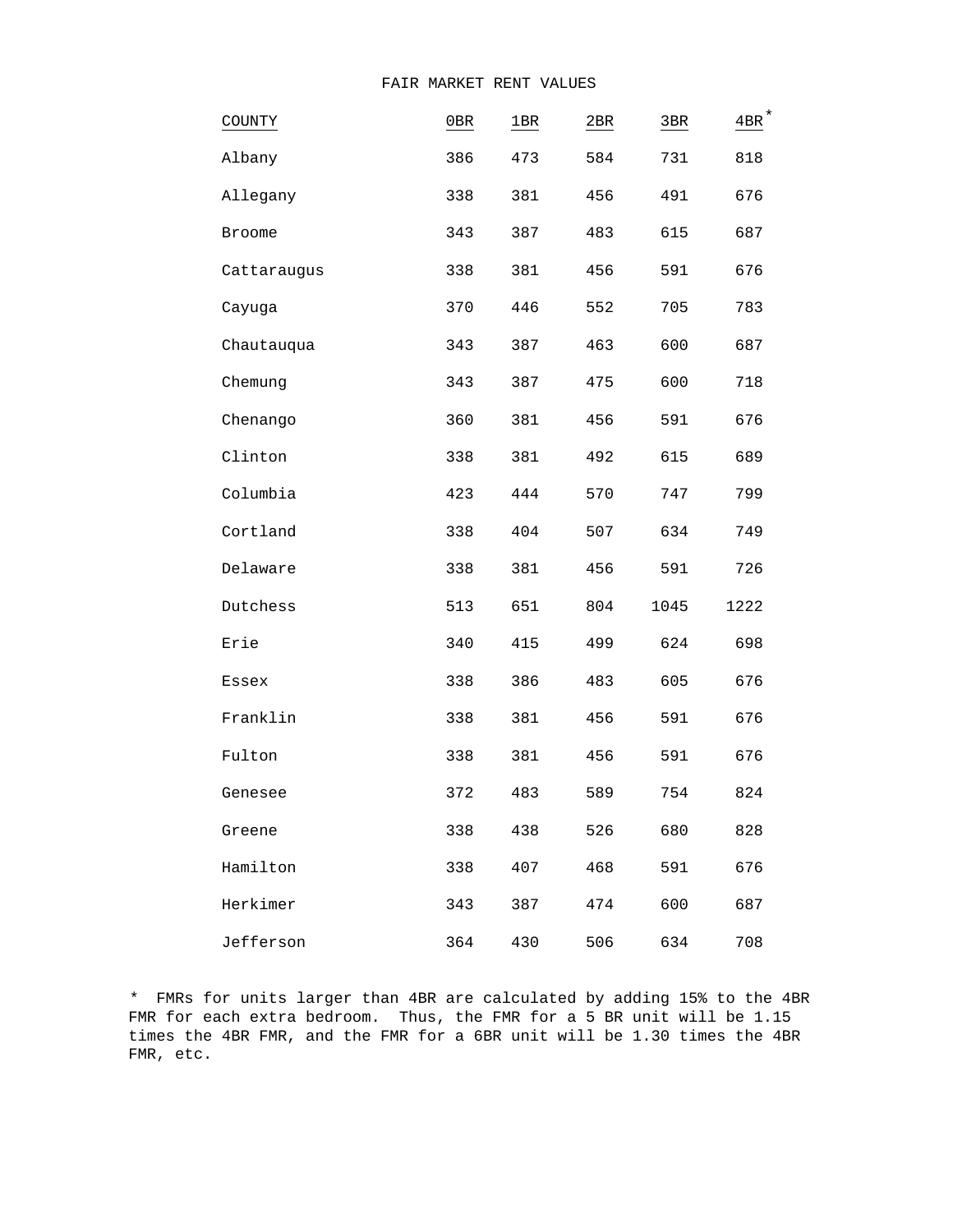# FAIR MARKET RENT VALUES

| COUNTY | 0BR | 1BR | 2BR | 3BR | 4BR* |
|---|---|---|---|---|---|
| Albany | 386 | 473 | 584 | 731 | 818 |
| Allegany | 338 | 381 | 456 | 491 | 676 |
| Broome | 343 | 387 | 483 | 615 | 687 |
| Cattaraugus | 338 | 381 | 456 | 591 | 676 |
| Cayuga | 370 | 446 | 552 | 705 | 783 |
| Chautauqua | 343 | 387 | 463 | 600 | 687 |
| Chemung | 343 | 387 | 475 | 600 | 718 |
| Chenango | 360 | 381 | 456 | 591 | 676 |
| Clinton | 338 | 381 | 492 | 615 | 689 |
| Columbia | 423 | 444 | 570 | 747 | 799 |
| Cortland | 338 | 404 | 507 | 634 | 749 |
| Delaware | 338 | 381 | 456 | 591 | 726 |
| Dutchess | 513 | 651 | 804 | 1045 | 1222 |
| Erie | 340 | 415 | 499 | 624 | 698 |
| Essex | 338 | 386 | 483 | 605 | 676 |
| Franklin | 338 | 381 | 456 | 591 | 676 |
| Fulton | 338 | 381 | 456 | 591 | 676 |
| Genesee | 372 | 483 | 589 | 754 | 824 |
| Greene | 338 | 438 | 526 | 680 | 828 |
| Hamilton | 338 | 407 | 468 | 591 | 676 |
| Herkimer | 343 | 387 | 474 | 600 | 687 |
| Jefferson | 364 | 430 | 506 | 634 | 708 |

* FMRs for units larger than 4BR are calculated by adding 15% to the 4BR FMR for each extra bedroom. Thus, the FMR for a 5 BR unit will be 1.15 times the 4BR FMR, and the FMR for a 6BR unit will be 1.30 times the 4BR FMR, etc.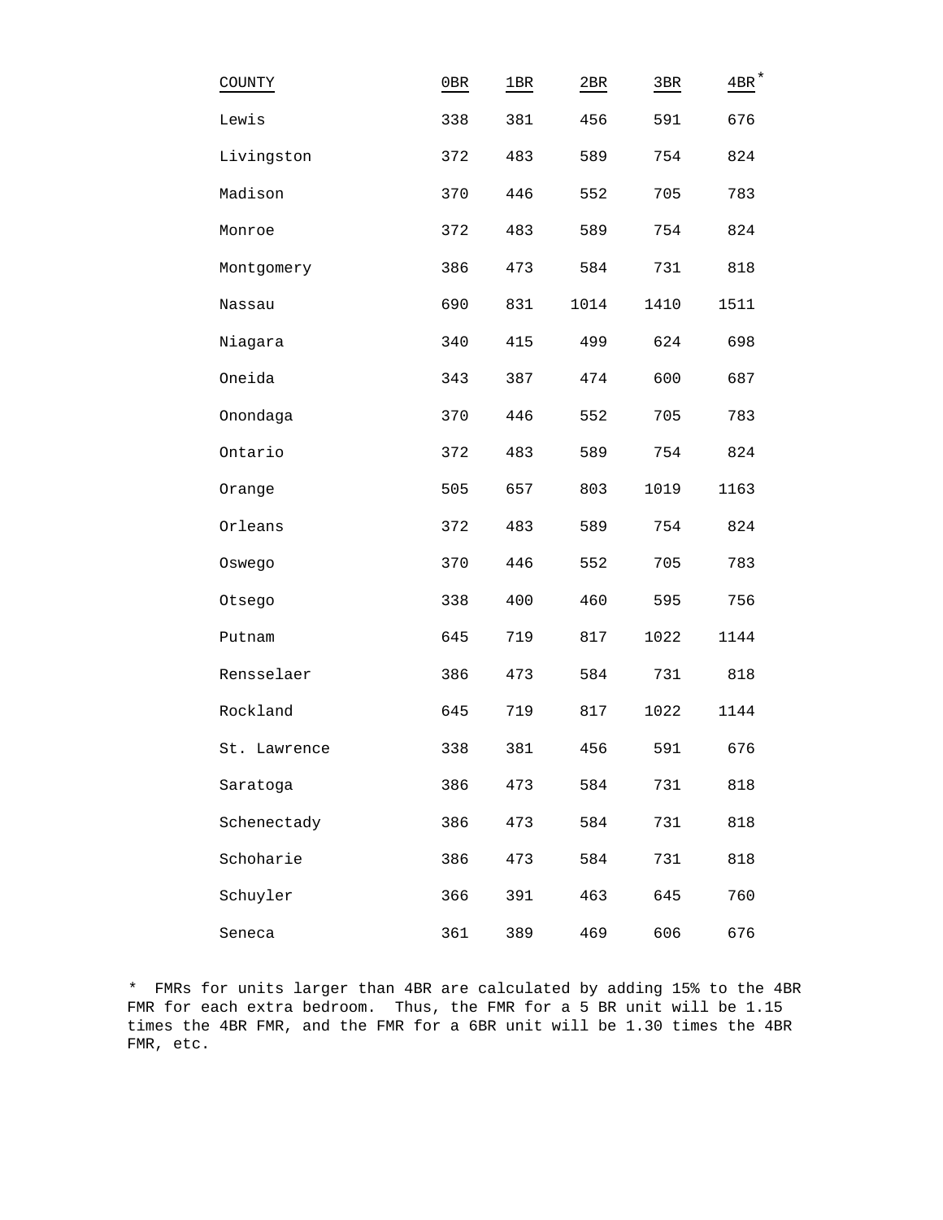| COUNTY | 0BR | 1BR | 2BR | 3BR | 4BR* |
|---|---|---|---|---|---|
| Lewis | 338 | 381 | 456 | 591 | 676 |
| Livingston | 372 | 483 | 589 | 754 | 824 |
| Madison | 370 | 446 | 552 | 705 | 783 |
| Monroe | 372 | 483 | 589 | 754 | 824 |
| Montgomery | 386 | 473 | 584 | 731 | 818 |
| Nassau | 690 | 831 | 1014 | 1410 | 1511 |
| Niagara | 340 | 415 | 499 | 624 | 698 |
| Oneida | 343 | 387 | 474 | 600 | 687 |
| Onondaga | 370 | 446 | 552 | 705 | 783 |
| Ontario | 372 | 483 | 589 | 754 | 824 |
| Orange | 505 | 657 | 803 | 1019 | 1163 |
| Orleans | 372 | 483 | 589 | 754 | 824 |
| Oswego | 370 | 446 | 552 | 705 | 783 |
| Otsego | 338 | 400 | 460 | 595 | 756 |
| Putnam | 645 | 719 | 817 | 1022 | 1144 |
| Rensselaer | 386 | 473 | 584 | 731 | 818 |
| Rockland | 645 | 719 | 817 | 1022 | 1144 |
| St. Lawrence | 338 | 381 | 456 | 591 | 676 |
| Saratoga | 386 | 473 | 584 | 731 | 818 |
| Schenectady | 386 | 473 | 584 | 731 | 818 |
| Schoharie | 386 | 473 | 584 | 731 | 818 |
| Schuyler | 366 | 391 | 463 | 645 | 760 |
| Seneca | 361 | 389 | 469 | 606 | 676 |

\* FMRs for units larger than 4BR are calculated by adding 15% to the 4BR FMR for each extra bedroom. Thus, the FMR for a 5 BR unit will be 1.15 times the 4BR FMR, and the FMR for a 6BR unit will be 1.30 times the 4BR FMR, etc.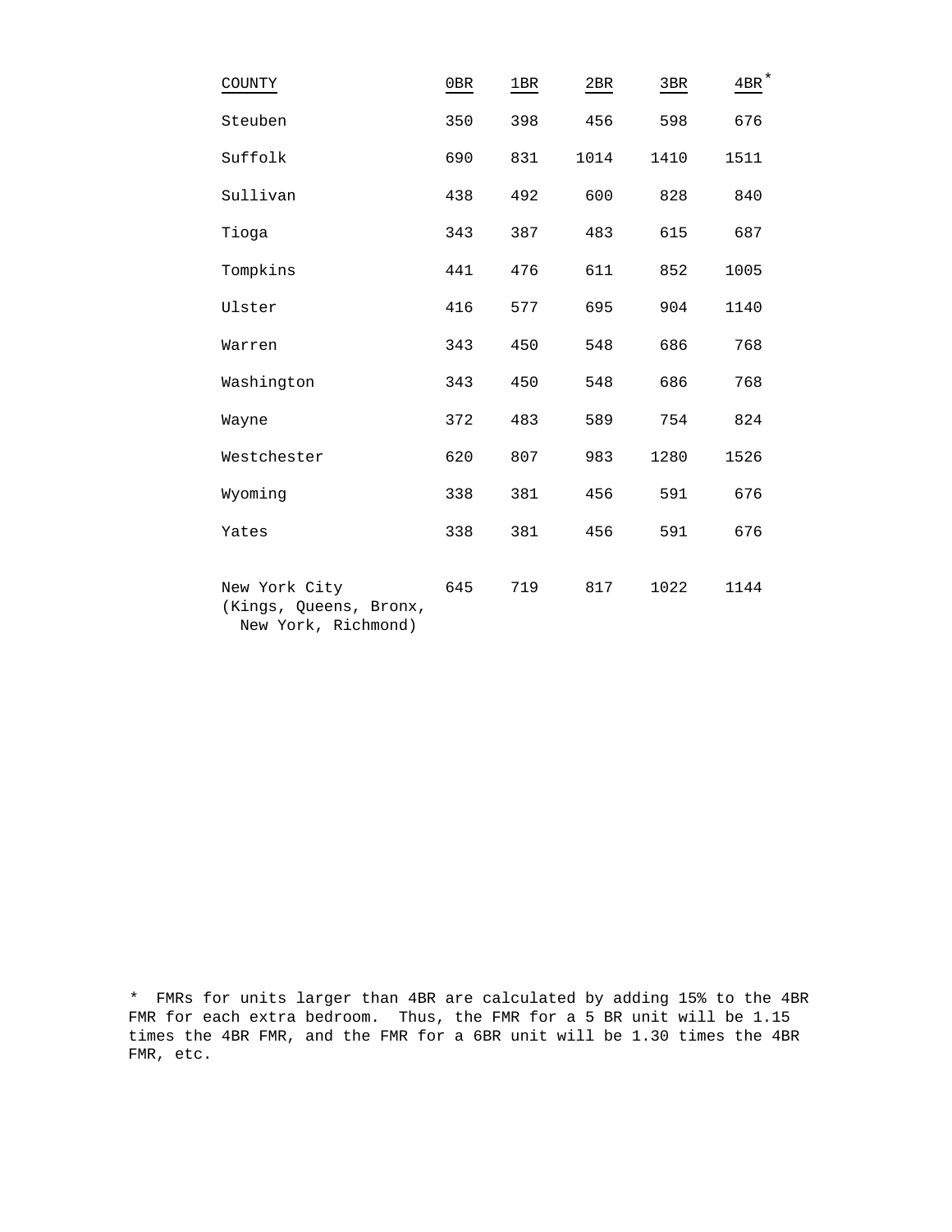| COUNTY | 0BR | 1BR | 2BR | 3BR | 4BR* |
|---|---|---|---|---|---|
| Steuben | 350 | 398 | 456 | 598 | 676 |
| Suffolk | 690 | 831 | 1014 | 1410 | 1511 |
| Sullivan | 438 | 492 | 600 | 828 | 840 |
| Tioga | 343 | 387 | 483 | 615 | 687 |
| Tompkins | 441 | 476 | 611 | 852 | 1005 |
| Ulster | 416 | 577 | 695 | 904 | 1140 |
| Warren | 343 | 450 | 548 | 686 | 768 |
| Washington | 343 | 450 | 548 | 686 | 768 |
| Wayne | 372 | 483 | 589 | 754 | 824 |
| Westchester | 620 | 807 | 983 | 1280 | 1526 |
| Wyoming | 338 | 381 | 456 | 591 | 676 |
| Yates | 338 | 381 | 456 | 591 | 676 |
| New York City (Kings, Queens, Bronx, New York, Richmond) | 645 | 719 | 817 | 1022 | 1144 |

* FMRs for units larger than 4BR are calculated by adding 15% to the 4BR FMR for each extra bedroom. Thus, the FMR for a 5 BR unit will be 1.15 times the 4BR FMR, and the FMR for a 6BR unit will be 1.30 times the 4BR FMR, etc.